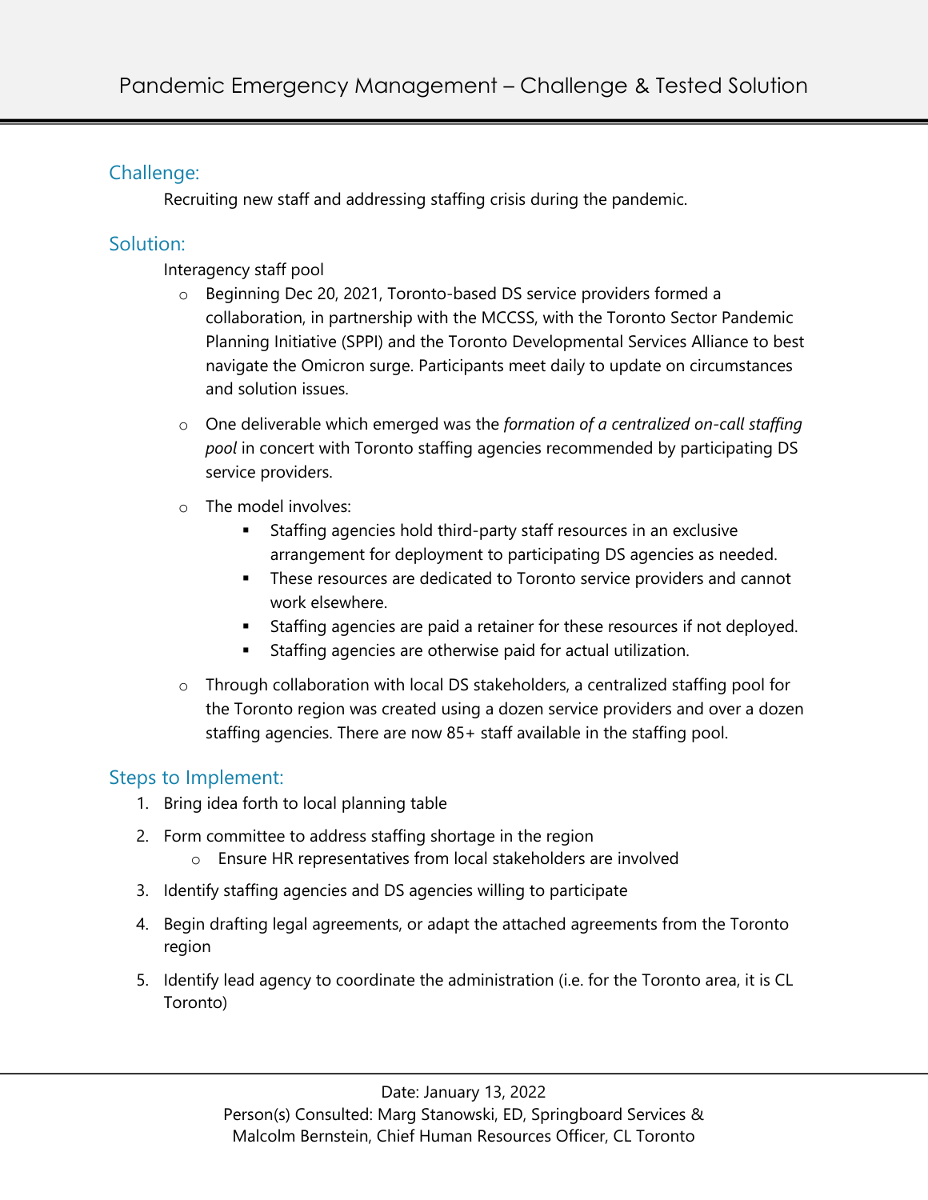# Pandemic Emergency Management – Challenge & Tested Solution

## Challenge:

Recruiting new staff and addressing staffing crisis during the pandemic.

## Solution:

Interagency staff pool

- Beginning Dec 20, 2021, Toronto-based DS service providers formed a collaboration, in partnership with the MCCSS, with the Toronto Sector Pandemic Planning Initiative (SPPI) and the Toronto Developmental Services Alliance to best navigate the Omicron surge. Participants meet daily to update on circumstances and solution issues.
- One deliverable which emerged was the *formation of a centralized on-call staffing pool* in concert with Toronto staffing agencies recommended by participating DS service providers.
- The model involves:
  - Staffing agencies hold third-party staff resources in an exclusive arrangement for deployment to participating DS agencies as needed.
  - These resources are dedicated to Toronto service providers and cannot work elsewhere.
  - Staffing agencies are paid a retainer for these resources if not deployed.
  - Staffing agencies are otherwise paid for actual utilization.
- Through collaboration with local DS stakeholders, a centralized staffing pool for the Toronto region was created using a dozen service providers and over a dozen staffing agencies. There are now 85+ staff available in the staffing pool.

## Steps to Implement:

1. Bring idea forth to local planning table
2. Form committee to address staffing shortage in the region
   - Ensure HR representatives from local stakeholders are involved
3. Identify staffing agencies and DS agencies willing to participate
4. Begin drafting legal agreements, or adapt the attached agreements from the Toronto region
5. Identify lead agency to coordinate the administration (i.e. for the Toronto area, it is CL Toronto)

Date: January 13, 2022
Person(s) Consulted: Marg Stanowski, ED, Springboard Services & Malcolm Bernstein, Chief Human Resources Officer, CL Toronto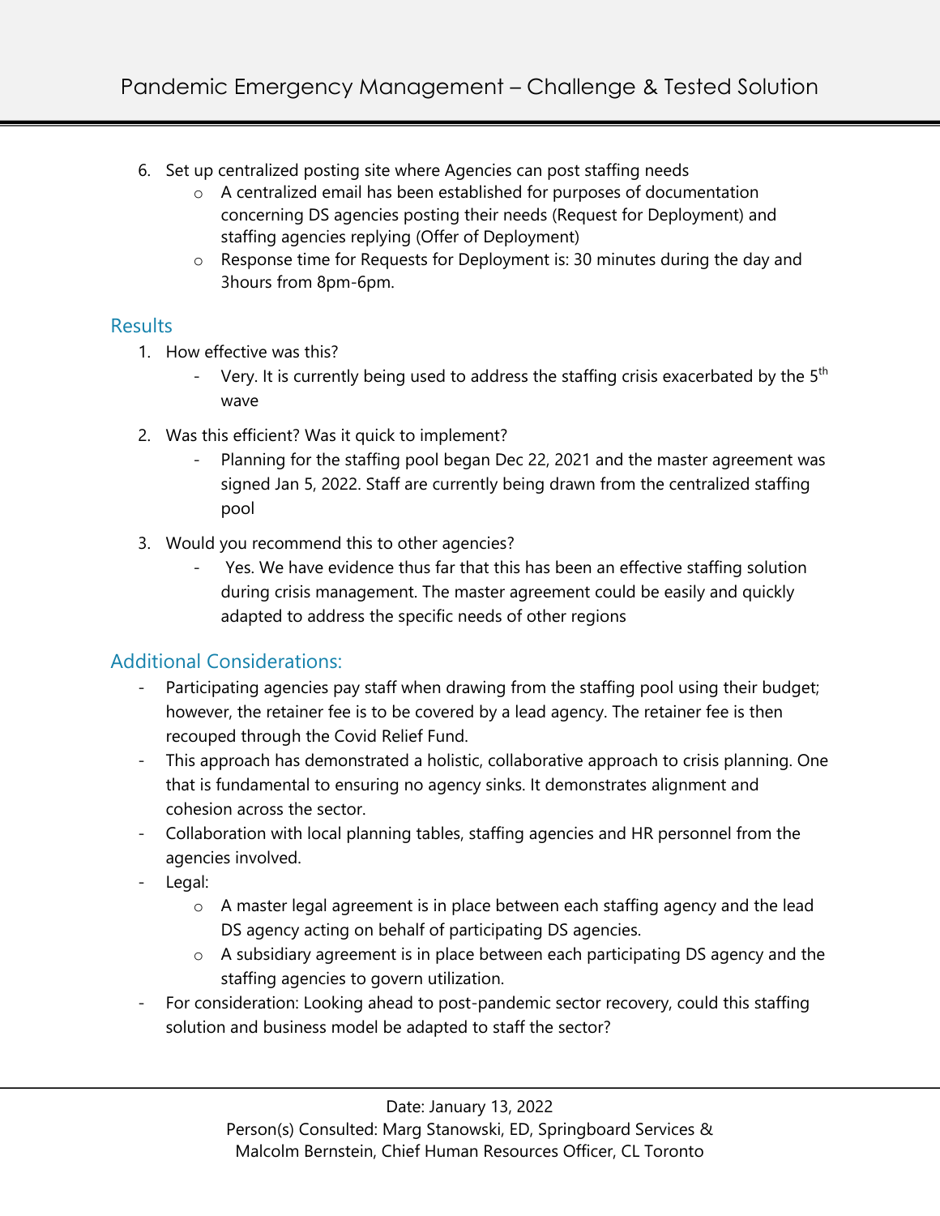6. Set up centralized posting site where Agencies can post staffing needs
   - A centralized email has been established for purposes of documentation concerning DS agencies posting their needs (Request for Deployment) and staffing agencies replying (Offer of Deployment)
   - Response time for Requests for Deployment is: 30 minutes during the day and 3hours from 8pm-6pm.

## Results

1. How effective was this?
   - Very. It is currently being used to address the staffing crisis exacerbated by the 5th wave
2. Was this efficient? Was it quick to implement?
   - Planning for the staffing pool began Dec 22, 2021 and the master agreement was signed Jan 5, 2022. Staff are currently being drawn from the centralized staffing pool
3. Would you recommend this to other agencies?
   - Yes. We have evidence thus far that this has been an effective staffing solution during crisis management. The master agreement could be easily and quickly adapted to address the specific needs of other regions

## Additional Considerations:

- Participating agencies pay staff when drawing from the staffing pool using their budget; however, the retainer fee is to be covered by a lead agency. The retainer fee is then recouped through the Covid Relief Fund.
- This approach has demonstrated a holistic, collaborative approach to crisis planning. One that is fundamental to ensuring no agency sinks. It demonstrates alignment and cohesion across the sector.
- Collaboration with local planning tables, staffing agencies and HR personnel from the agencies involved.
- Legal:
  - A master legal agreement is in place between each staffing agency and the lead DS agency acting on behalf of participating DS agencies.
  - A subsidiary agreement is in place between each participating DS agency and the staffing agencies to govern utilization.
- For consideration: Looking ahead to post-pandemic sector recovery, could this staffing solution and business model be adapted to staff the sector?

Date: January 13, 2022
Person(s) Consulted: Marg Stanowski, ED, Springboard Services & Malcolm Bernstein, Chief Human Resources Officer, CL Toronto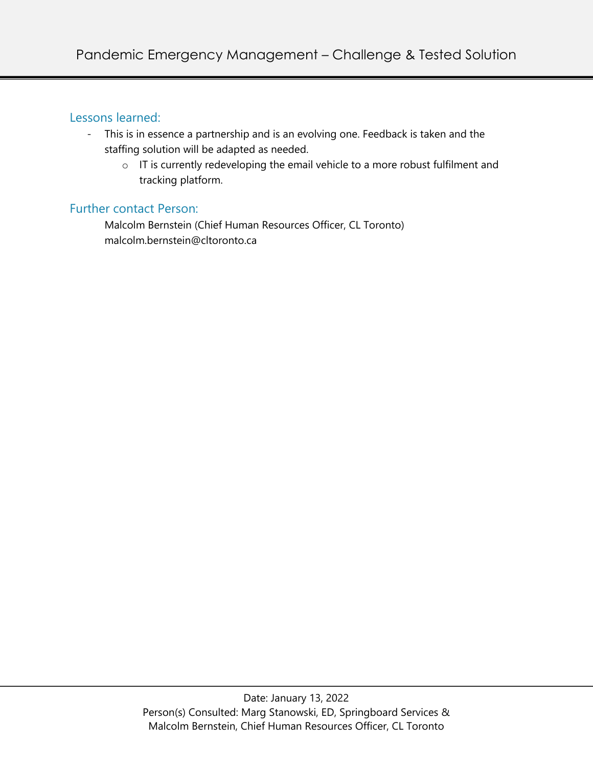## Lessons learned:

- This is in essence a partnership and is an evolving one. Feedback is taken and the staffing solution will be adapted as needed.
    - IT is currently redeveloping the email vehicle to a more robust fulfilment and tracking platform.

## Further contact Person:

Malcolm Bernstein (Chief Human Resources Officer, CL Toronto)
malcolm.bernstein@cltoronto.ca

Date: January 13, 2022
Person(s) Consulted: Marg Stanowski, ED, Springboard Services & Malcolm Bernstein, Chief Human Resources Officer, CL Toronto